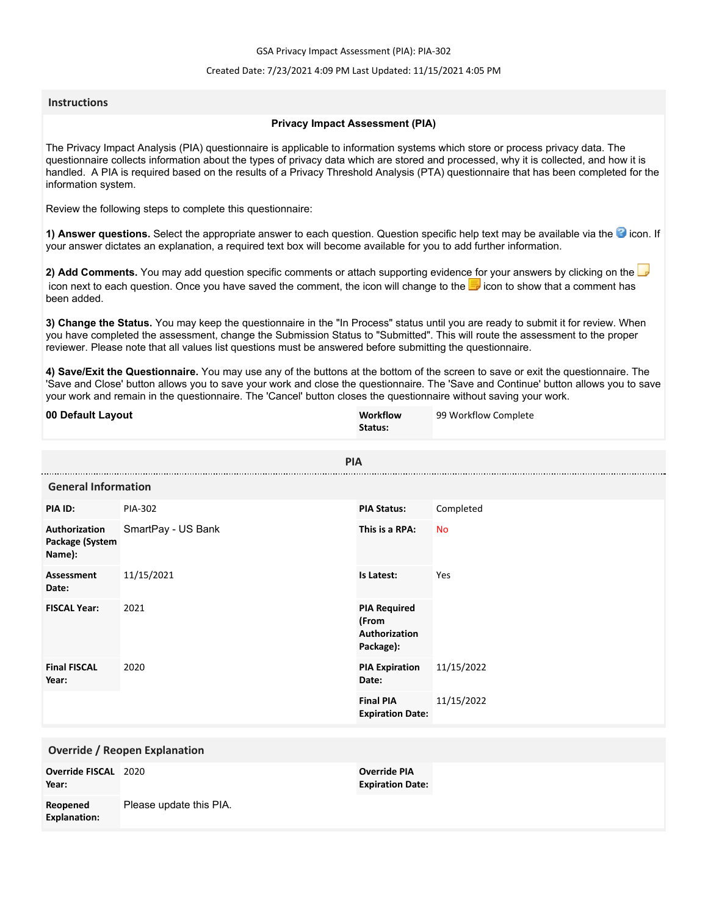GSA Privacy Impact Assessment (PIA): PIA-302

Created Date: 7/23/2021 4:09 PM Last Updated: 11/15/2021 4:05 PM

## Instructions

### Privacy Impact Assessment (PIA)

The Privacy Impact Analysis (PIA) questionnaire is applicable to information systems which store or process privacy data. The questionnaire collects information about the types of privacy data which are stored and processed, why it is collected, and how it is handled. A PIA is required based on the results of a Privacy Threshold Analysis (PTA) questionnaire that has been completed for the information system.

Review the following steps to complete this questionnaire:

**1) Answer questions.** Select the appropriate answer to each question. Question specific help text may be available via the icon. If your answer dictates an explanation, a required text box will become available for you to add further information.

**2) Add Comments.** You may add question specific comments or attach supporting evidence for your answers by clicking on the icon next to each question. Once you have saved the comment, the icon will change to the icon to show that a comment has been added.

**3) Change the Status.** You may keep the questionnaire in the "In Process" status until you are ready to submit it for review. When you have completed the assessment, change the Submission Status to "Submitted". This will route the assessment to the proper reviewer. Please note that all values list questions must be answered before submitting the questionnaire.

**4) Save/Exit the Questionnaire.** You may use any of the buttons at the bottom of the screen to save or exit the questionnaire. The 'Save and Close' button allows you to save your work and close the questionnaire. The 'Save and Continue' button allows you to save your work and remain in the questionnaire. The 'Cancel' button closes the questionnaire without saving your work.

| **00 Default Layout** | **Workflow Status:** | 99 Workflow Complete |
|---|---|---|

## PIA

### General Information

| | | | |
|---|---|---|---|
| **PIA ID:** | PIA-302 | **PIA Status:** | Completed |
| **Authorization Package (System Name):** | SmartPay - US Bank | **This is a RPA:** | No |
| **Assessment Date:** | 11/15/2021 | **Is Latest:** | Yes |
| **FISCAL Year:** | 2021 | **PIA Required (From Authorization Package):** | |
| **Final FISCAL Year:** | 2020 | **PIA Expiration Date:** | 11/15/2022 |
| | | **Final PIA Expiration Date:** | 11/15/2022 |

### Override / Reopen Explanation

| | | | |
|---|---|---|---|
| **Override FISCAL Year:** | 2020 | **Override PIA Expiration Date:** | |
| **Reopened Explanation:** | Please update this PIA. | | |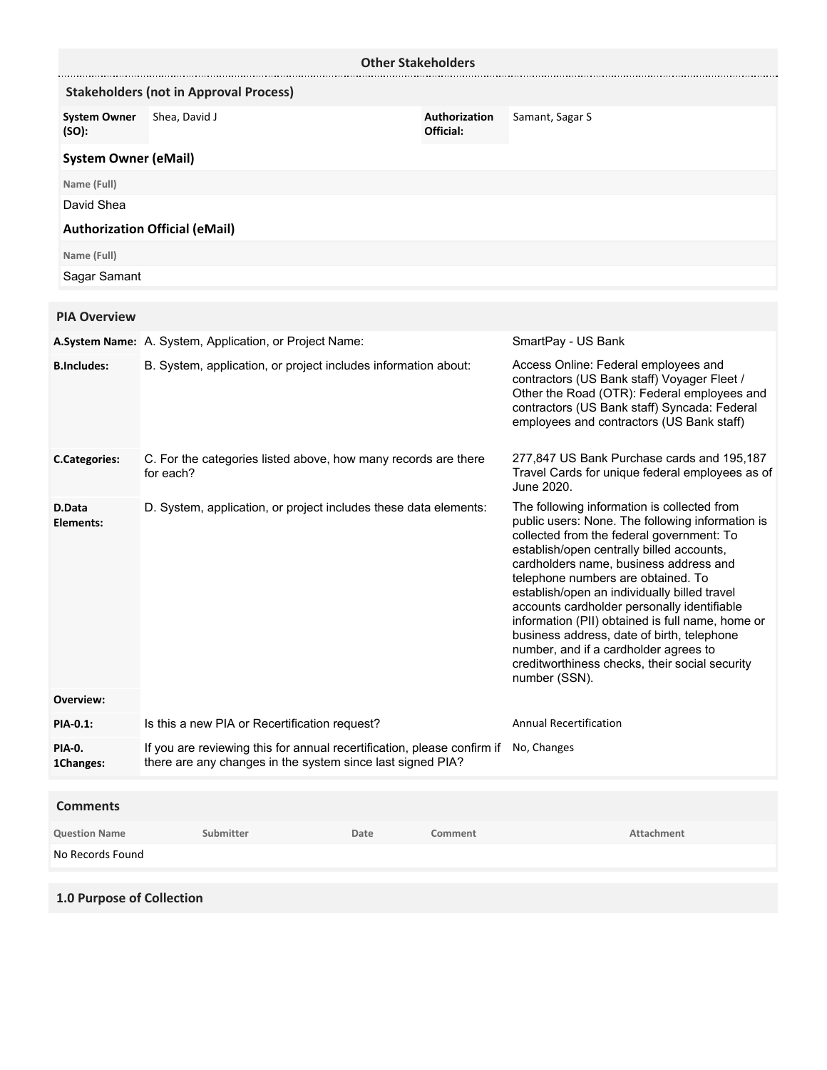## Other Stakeholders

### Stakeholders (not in Approval Process)

| System Owner (SO): | Shea, David J | Authorization Official: | Samant, Sagar S |
|---|---|---|---|

### System Owner (eMail)

| Name (Full) |
|---|
| David Shea |

### Authorization Official (eMail)

| Name (Full) |
|---|
| Sagar Samant |

## PIA Overview

| | | |
|---|---|---|
| **A.System Name:** | A. System, Application, or Project Name: | SmartPay - US Bank |
| **B.Includes:** | B. System, application, or project includes information about: | Access Online: Federal employees and contractors (US Bank staff) Voyager Fleet / Other the Road (OTR): Federal employees and contractors (US Bank staff) Syncada: Federal employees and contractors (US Bank staff) |
| **C.Categories:** | C. For the categories listed above, how many records are there for each? | 277,847 US Bank Purchase cards and 195,187 Travel Cards for unique federal employees as of June 2020. |
| **D.Data Elements:** | D. System, application, or project includes these data elements: | The following information is collected from public users: None. The following information is collected from the federal government: To establish/open centrally billed accounts, cardholders name, business address and telephone numbers are obtained. To establish/open an individually billed travel accounts cardholder personally identifiable information (PII) obtained is full name, home or business address, date of birth, telephone number, and if a cardholder agrees to creditworthiness checks, their social security number (SSN). |
| **Overview:** | | |
| **PIA-0.1:** | Is this a new PIA or Recertification request? | Annual Recertification |
| **PIA-0. 1Changes:** | If you are reviewing this for annual recertification, please confirm if there are any changes in the system since last signed PIA? | No, Changes |

## Comments

| Question Name | Submitter | Date | Comment | Attachment |
|---|---|---|---|---|
| No Records Found | | | | |

## 1.0 Purpose of Collection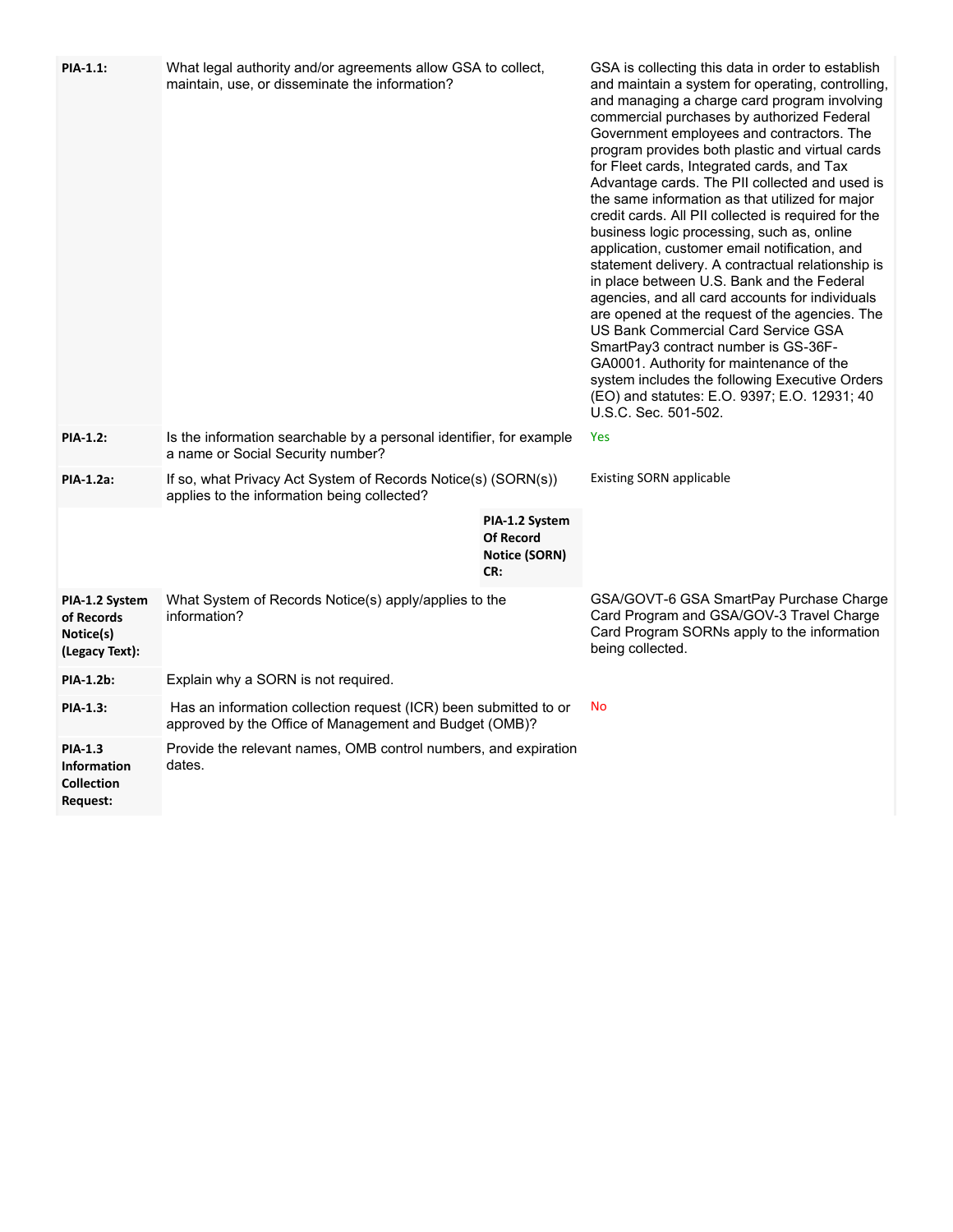| | | |
|---|---|---|
| **PIA-1.1:** | What legal authority and/or agreements allow GSA to collect, maintain, use, or disseminate the information? | GSA is collecting this data in order to establish and maintain a system for operating, controlling, and managing a charge card program involving commercial purchases by authorized Federal Government employees and contractors. The program provides both plastic and virtual cards for Fleet cards, Integrated cards, and Tax Advantage cards. The PII collected and used is the same information as that utilized for major credit cards. All PII collected is required for the business logic processing, such as, online application, customer email notification, and statement delivery. A contractual relationship is in place between U.S. Bank and the Federal agencies, and all card accounts for individuals are opened at the request of the agencies. The US Bank Commercial Card Service GSA SmartPay3 contract number is GS-36F-GA0001. Authority for maintenance of the system includes the following Executive Orders (EO) and statutes: E.O. 9397; E.O. 12931; 40 U.S.C. Sec. 501-502. |
| **PIA-1.2:** | Is the information searchable by a personal identifier, for example a name or Social Security number? | Yes |
| **PIA-1.2a:** | If so, what Privacy Act System of Records Notice(s) (SORN(s)) applies to the information being collected? | Existing SORN applicable |
| | **PIA-1.2 System Of Record Notice (SORN) CR:** | |
| **PIA-1.2 System of Records Notice(s) (Legacy Text):** | What System of Records Notice(s) apply/applies to the information? | GSA/GOVT-6 GSA SmartPay Purchase Charge Card Program and GSA/GOV-3 Travel Charge Card Program SORNs apply to the information being collected. |
| **PIA-1.2b:** | Explain why a SORN is not required. | |
| **PIA-1.3:** | Has an information collection request (ICR) been submitted to or approved by the Office of Management and Budget (OMB)? | No |
| **PIA-1.3 Information Collection Request:** | Provide the relevant names, OMB control numbers, and expiration dates. | |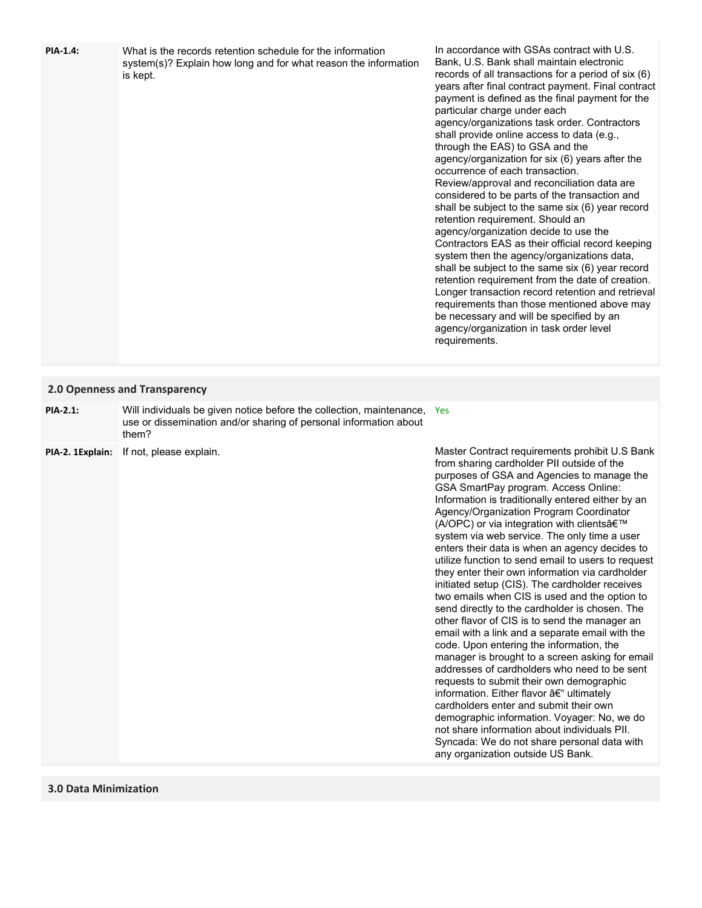| | | |
|---|---|---|
| **PIA-1.4:** | What is the records retention schedule for the information system(s)? Explain how long and for what reason the information is kept. | In accordance with GSAs contract with U.S. Bank, U.S. Bank shall maintain electronic records of all transactions for a period of six (6) years after final contract payment. Final contract payment is defined as the final payment for the particular charge under each agency/organizations task order. Contractors shall provide online access to data (e.g., through the EAS) to GSA and the agency/organization for six (6) years after the occurrence of each transaction. Review/approval and reconciliation data are considered to be parts of the transaction and shall be subject to the same six (6) year record retention requirement. Should an agency/organization decide to use the Contractors EAS as their official record keeping system then the agency/organizations data, shall be subject to the same six (6) year record retention requirement from the date of creation. Longer transaction record retention and retrieval requirements than those mentioned above may be necessary and will be specified by an agency/organization in task order level requirements. |

## 2.0 Openness and Transparency

| | | |
|---|---|---|
| **PIA-2.1:** | Will individuals be given notice before the collection, maintenance, use or dissemination and/or sharing of personal information about them? | Yes |
| **PIA-2. 1Explain:** | If not, please explain. | Master Contract requirements prohibit U.S Bank from sharing cardholder PII outside of the purposes of GSA and Agencies to manage the GSA SmartPay program. Access Online: Information is traditionally entered either by an Agency/Organization Program Coordinator (A/OPC) or via integration with clientsâ€™ system via web service. The only time a user enters their data is when an agency decides to utilize function to send email to users to request they enter their own information via cardholder initiated setup (CIS). The cardholder receives two emails when CIS is used and the option to send directly to the cardholder is chosen. The other flavor of CIS is to send the manager an email with a link and a separate email with the code. Upon entering the information, the manager is brought to a screen asking for email addresses of cardholders who need to be sent requests to submit their own demographic information. Either flavor â€“ ultimately cardholders enter and submit their own demographic information. Voyager: No, we do not share information about individuals PII. Syncada: We do not share personal data with any organization outside US Bank. |

## 3.0 Data Minimization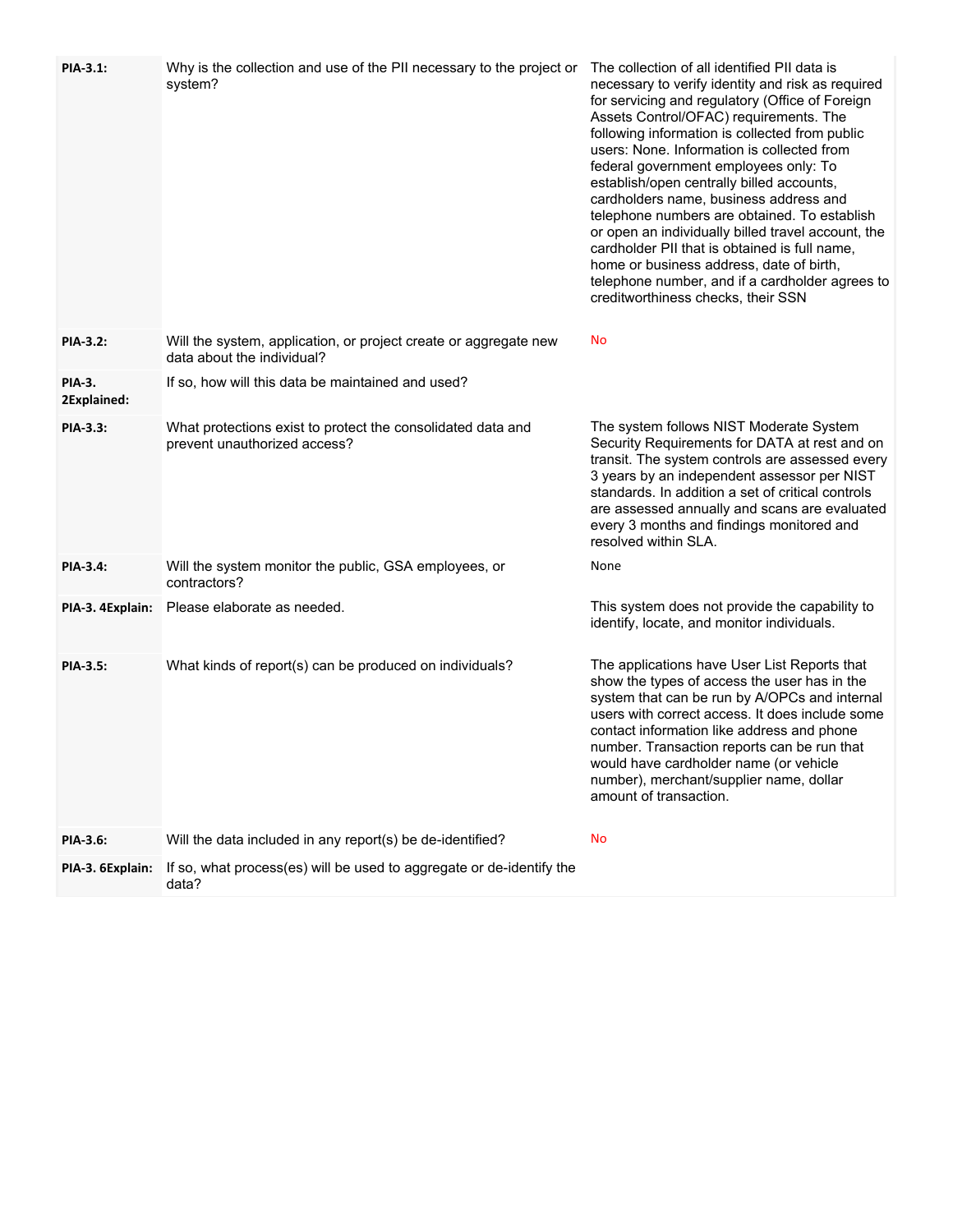| | | |
|---|---|---|
| **PIA-3.1:** | Why is the collection and use of the PII necessary to the project or system? | The collection of all identified PII data is necessary to verify identity and risk as required for servicing and regulatory (Office of Foreign Assets Control/OFAC) requirements. The following information is collected from public users: None. Information is collected from federal government employees only: To establish/open centrally billed accounts, cardholders name, business address and telephone numbers are obtained. To establish or open an individually billed travel account, the cardholder PII that is obtained is full name, home or business address, date of birth, telephone number, and if a cardholder agrees to creditworthiness checks, their SSN |
| **PIA-3.2:** | Will the system, application, or project create or aggregate new data about the individual? | No |
| **PIA-3. 2Explained:** | If so, how will this data be maintained and used? | |
| **PIA-3.3:** | What protections exist to protect the consolidated data and prevent unauthorized access? | The system follows NIST Moderate System Security Requirements for DATA at rest and on transit. The system controls are assessed every 3 years by an independent assessor per NIST standards. In addition a set of critical controls are assessed annually and scans are evaluated every 3 months and findings monitored and resolved within SLA. |
| **PIA-3.4:** | Will the system monitor the public, GSA employees, or contractors? | None |
| **PIA-3. 4Explain:** | Please elaborate as needed. | This system does not provide the capability to identify, locate, and monitor individuals. |
| **PIA-3.5:** | What kinds of report(s) can be produced on individuals? | The applications have User List Reports that show the types of access the user has in the system that can be run by A/OPCs and internal users with correct access. It does include some contact information like address and phone number. Transaction reports can be run that would have cardholder name (or vehicle number), merchant/supplier name, dollar amount of transaction. |
| **PIA-3.6:** | Will the data included in any report(s) be de-identified? | No |
| **PIA-3. 6Explain:** | If so, what process(es) will be used to aggregate or de-identify the data? | |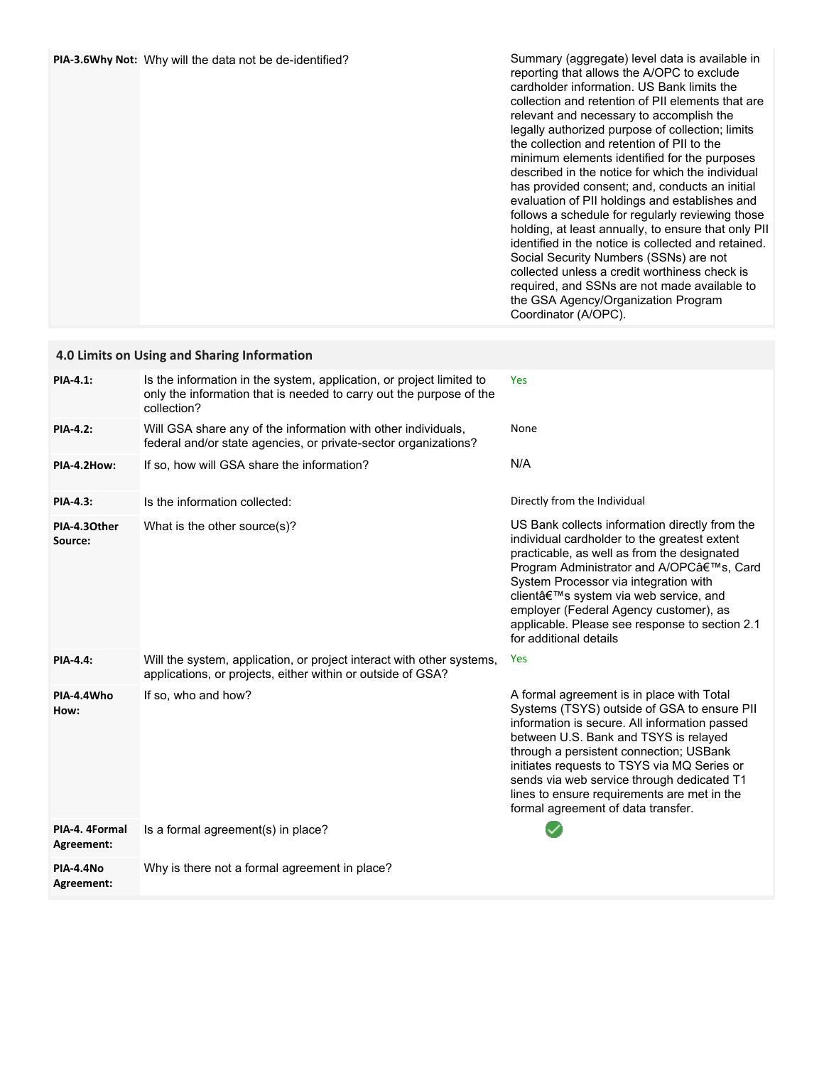| | | |
|---|---|---|
| **PIA-3.6Why Not:** | Why will the data not be de-identified? | Summary (aggregate) level data is available in reporting that allows the A/OPC to exclude cardholder information. US Bank limits the collection and retention of PII elements that are relevant and necessary to accomplish the legally authorized purpose of collection; limits the collection and retention of PII to the minimum elements identified for the purposes described in the notice for which the individual has provided consent; and, conducts an initial evaluation of PII holdings and establishes and follows a schedule for regularly reviewing those holding, at least annually, to ensure that only PII identified in the notice is collected and retained. Social Security Numbers (SSNs) are not collected unless a credit worthiness check is required, and SSNs are not made available to the GSA Agency/Organization Program Coordinator (A/OPC). |

## 4.0 Limits on Using and Sharing Information

| | | |
|---|---|---|
| **PIA-4.1:** | Is the information in the system, application, or project limited to only the information that is needed to carry out the purpose of the collection? | Yes |
| **PIA-4.2:** | Will GSA share any of the information with other individuals, federal and/or state agencies, or private-sector organizations? | None |
| **PIA-4.2How:** | If so, how will GSA share the information? | N/A |
| **PIA-4.3:** | Is the information collected: | Directly from the Individual |
| **PIA-4.3Other Source:** | What is the other source(s)? | US Bank collects information directly from the individual cardholder to the greatest extent practicable, as well as from the designated Program Administrator and A/OPCâ€™s, Card System Processor via integration with clientâ€™s system via web service, and employer (Federal Agency customer), as applicable. Please see response to section 2.1 for additional details |
| **PIA-4.4:** | Will the system, application, or project interact with other systems, applications, or projects, either within or outside of GSA? | Yes |
| **PIA-4.4Who How:** | If so, who and how? | A formal agreement is in place with Total Systems (TSYS) outside of GSA to ensure PII information is secure. All information passed between U.S. Bank and TSYS is relayed through a persistent connection; USBank initiates requests to TSYS via MQ Series or sends via web service through dedicated T1 lines to ensure requirements are met in the formal agreement of data transfer. |
| **PIA-4. 4Formal Agreement:** | Is a formal agreement(s) in place? | ✓ |
| **PIA-4.4No Agreement:** | Why is there not a formal agreement in place? | |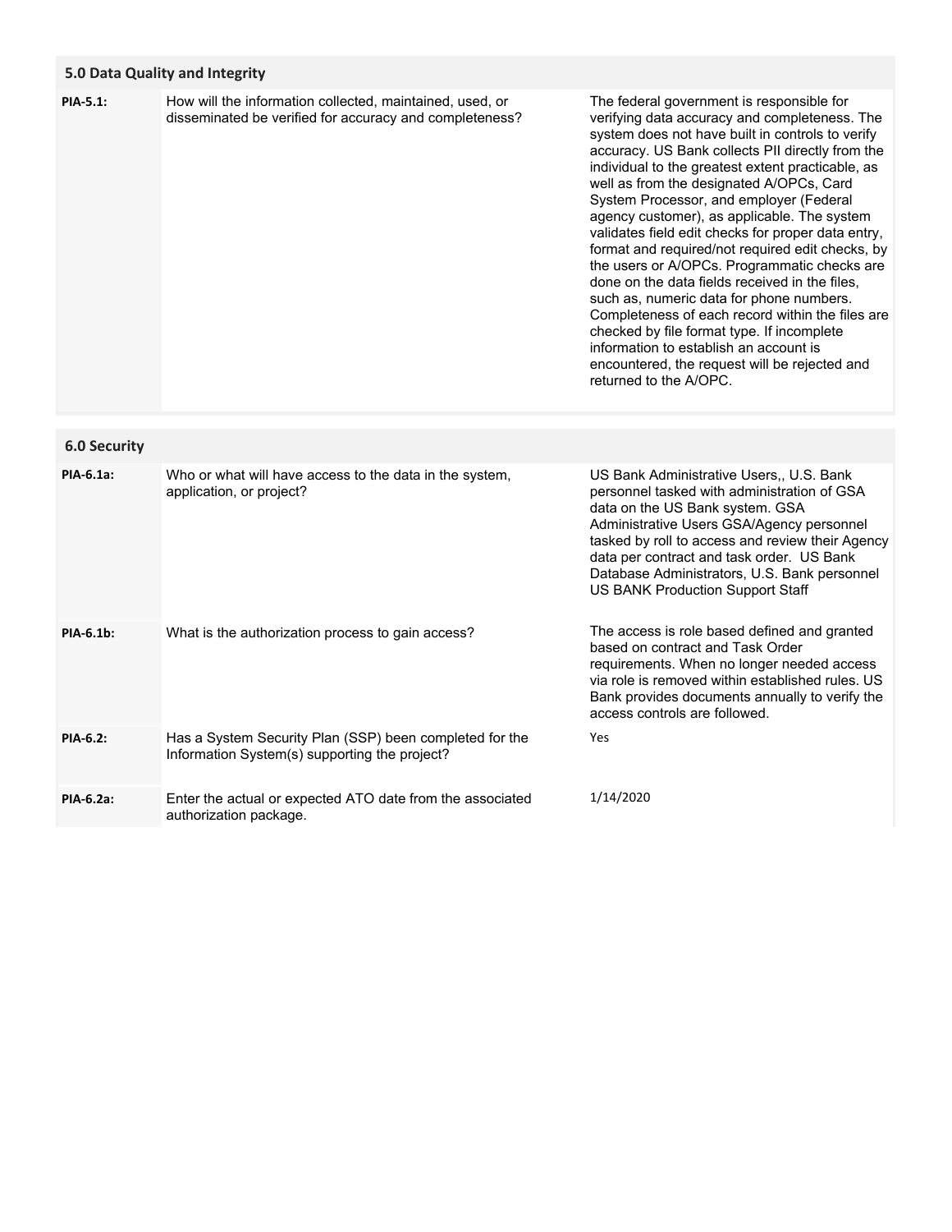## 5.0 Data Quality and Integrity

| | | |
|---|---|---|
| **PIA-5.1:** | How will the information collected, maintained, used, or disseminated be verified for accuracy and completeness? | The federal government is responsible for verifying data accuracy and completeness. The system does not have built in controls to verify accuracy. US Bank collects PII directly from the individual to the greatest extent practicable, as well as from the designated A/OPCs, Card System Processor, and employer (Federal agency customer), as applicable. The system validates field edit checks for proper data entry, format and required/not required edit checks, by the users or A/OPCs. Programmatic checks are done on the data fields received in the files, such as, numeric data for phone numbers. Completeness of each record within the files are checked by file format type. If incomplete information to establish an account is encountered, the request will be rejected and returned to the A/OPC. |

## 6.0 Security

| | | |
|---|---|---|
| **PIA-6.1a:** | Who or what will have access to the data in the system, application, or project? | US Bank Administrative Users,, U.S. Bank personnel tasked with administration of GSA data on the US Bank system. GSA Administrative Users GSA/Agency personnel tasked by roll to access and review their Agency data per contract and task order. US Bank Database Administrators, U.S. Bank personnel US BANK Production Support Staff |
| **PIA-6.1b:** | What is the authorization process to gain access? | The access is role based defined and granted based on contract and Task Order requirements. When no longer needed access via role is removed within established rules. US Bank provides documents annually to verify the access controls are followed. |
| **PIA-6.2:** | Has a System Security Plan (SSP) been completed for the Information System(s) supporting the project? | Yes |
| **PIA-6.2a:** | Enter the actual or expected ATO date from the associated authorization package. | 1/14/2020 |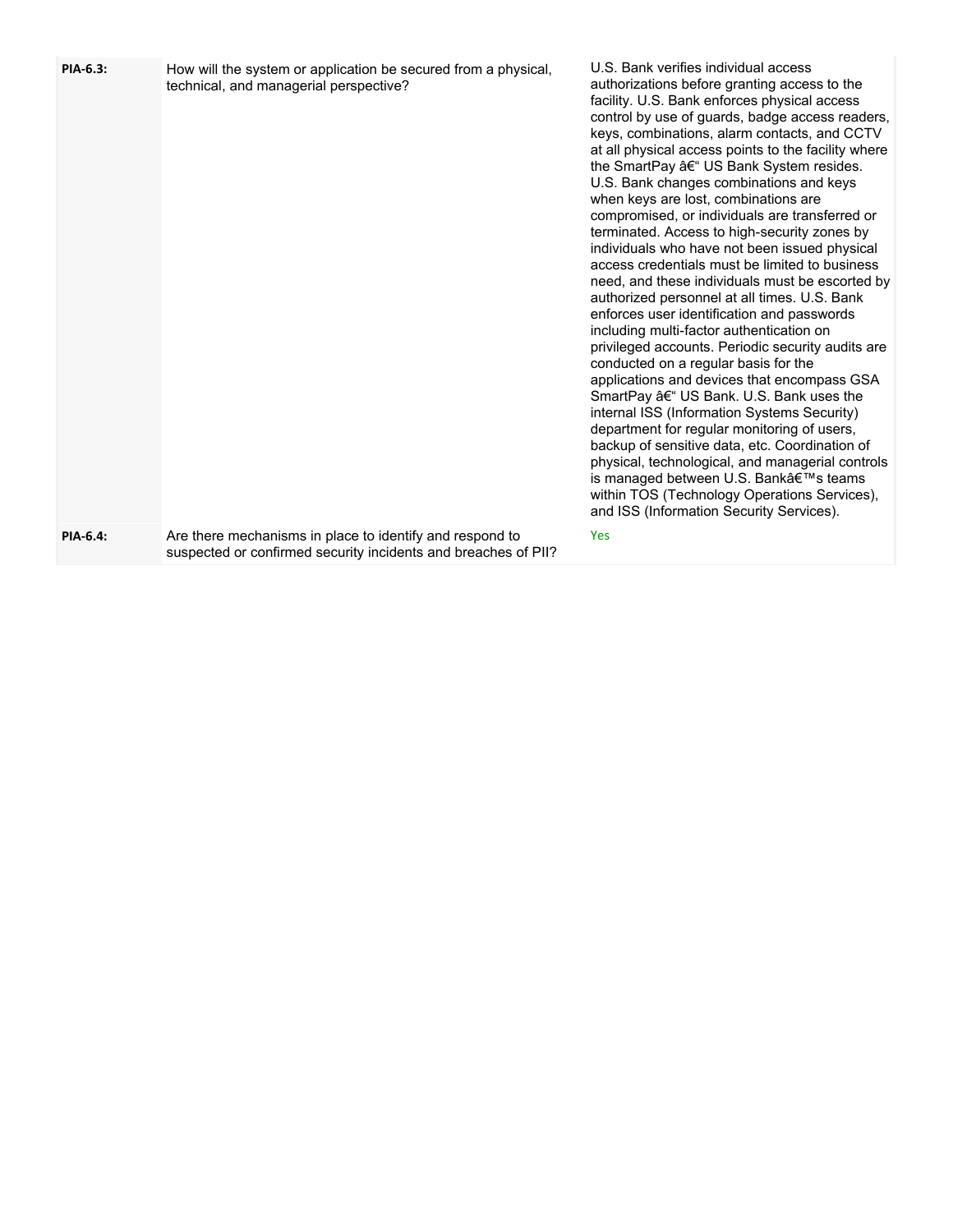| | | |
|---|---|---|
| **PIA-6.3:** | How will the system or application be secured from a physical, technical, and managerial perspective? | U.S. Bank verifies individual access authorizations before granting access to the facility. U.S. Bank enforces physical access control by use of guards, badge access readers, keys, combinations, alarm contacts, and CCTV at all physical access points to the facility where the SmartPay â€“ US Bank System resides. U.S. Bank changes combinations and keys when keys are lost, combinations are compromised, or individuals are transferred or terminated. Access to high-security zones by individuals who have not been issued physical access credentials must be limited to business need, and these individuals must be escorted by authorized personnel at all times. U.S. Bank enforces user identification and passwords including multi-factor authentication on privileged accounts. Periodic security audits are conducted on a regular basis for the applications and devices that encompass GSA SmartPay â€“ US Bank. U.S. Bank uses the internal ISS (Information Systems Security) department for regular monitoring of users, backup of sensitive data, etc. Coordination of physical, technological, and managerial controls is managed between U.S. Bankâ€™s teams within TOS (Technology Operations Services), and ISS (Information Security Services). |
| **PIA-6.4:** | Are there mechanisms in place to identify and respond to suspected or confirmed security incidents and breaches of PII? | Yes |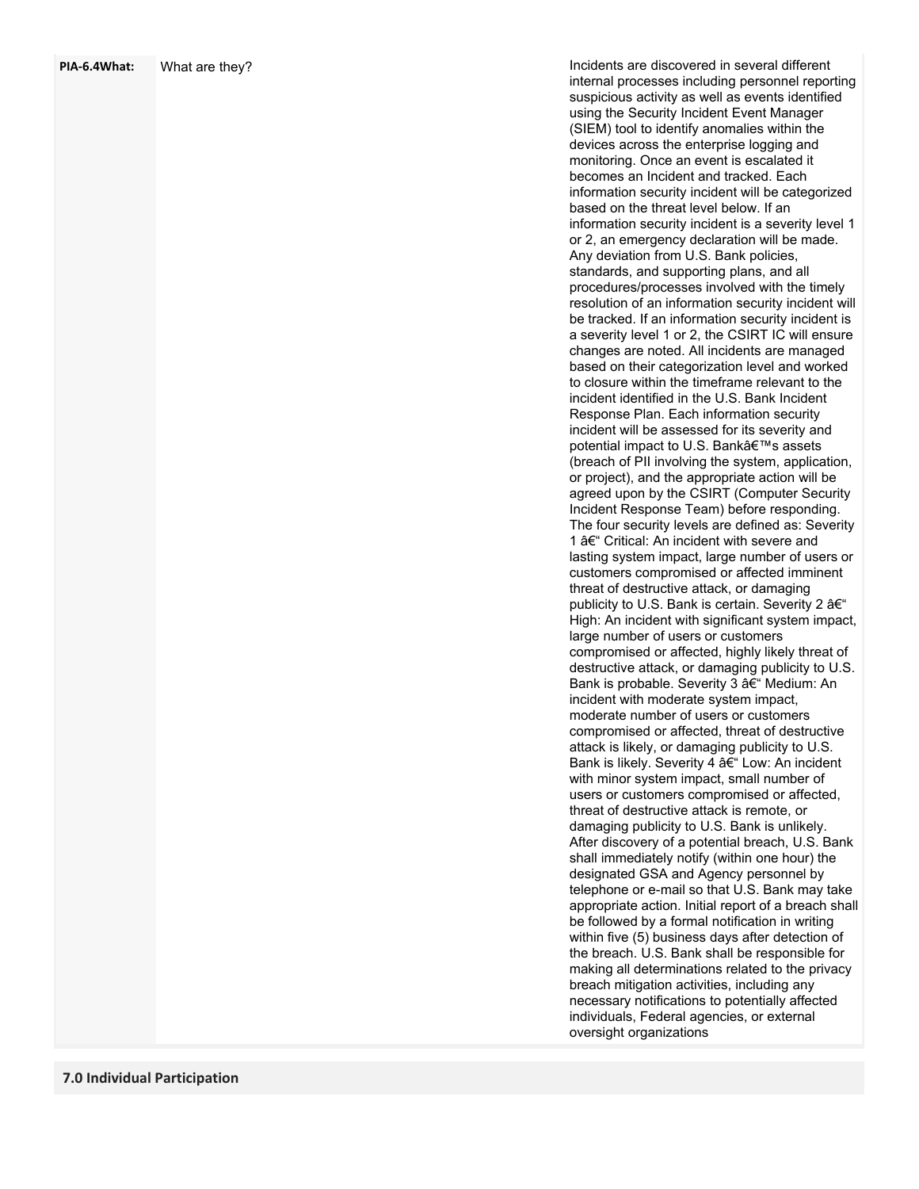| | | |
|---|---|---|
| **PIA-6.4What:** | What are they? | Incidents are discovered in several different internal processes including personnel reporting suspicious activity as well as events identified using the Security Incident Event Manager (SIEM) tool to identify anomalies within the devices across the enterprise logging and monitoring. Once an event is escalated it becomes an Incident and tracked. Each information security incident will be categorized based on the threat level below. If an information security incident is a severity level 1 or 2, an emergency declaration will be made. Any deviation from U.S. Bank policies, standards, and supporting plans, and all procedures/processes involved with the timely resolution of an information security incident will be tracked. If an information security incident is a severity level 1 or 2, the CSIRT IC will ensure changes are noted. All incidents are managed based on their categorization level and worked to closure within the timeframe relevant to the incident identified in the U.S. Bank Incident Response Plan. Each information security incident will be assessed for its severity and potential impact to U.S. Bankâ€™s assets (breach of PII involving the system, application, or project), and the appropriate action will be agreed upon by the CSIRT (Computer Security Incident Response Team) before responding. The four security levels are defined as: Severity 1 â€“ Critical: An incident with severe and lasting system impact, large number of users or customers compromised or affected imminent threat of destructive attack, or damaging publicity to U.S. Bank is certain. Severity 2 â€“ High: An incident with significant system impact, large number of users or customers compromised or affected, highly likely threat of destructive attack, or damaging publicity to U.S. Bank is probable. Severity 3 â€“ Medium: An incident with moderate system impact, moderate number of users or customers compromised or affected, threat of destructive attack is likely, or damaging publicity to U.S. Bank is likely. Severity 4 â€“ Low: An incident with minor system impact, small number of users or customers compromised or affected, threat of destructive attack is remote, or damaging publicity to U.S. Bank is unlikely. After discovery of a potential breach, U.S. Bank shall immediately notify (within one hour) the designated GSA and Agency personnel by telephone or e-mail so that U.S. Bank may take appropriate action. Initial report of a breach shall be followed by a formal notification in writing within five (5) business days after detection of the breach. U.S. Bank shall be responsible for making all determinations related to the privacy breach mitigation activities, including any necessary notifications to potentially affected individuals, Federal agencies, or external oversight organizations |

## 7.0 Individual Participation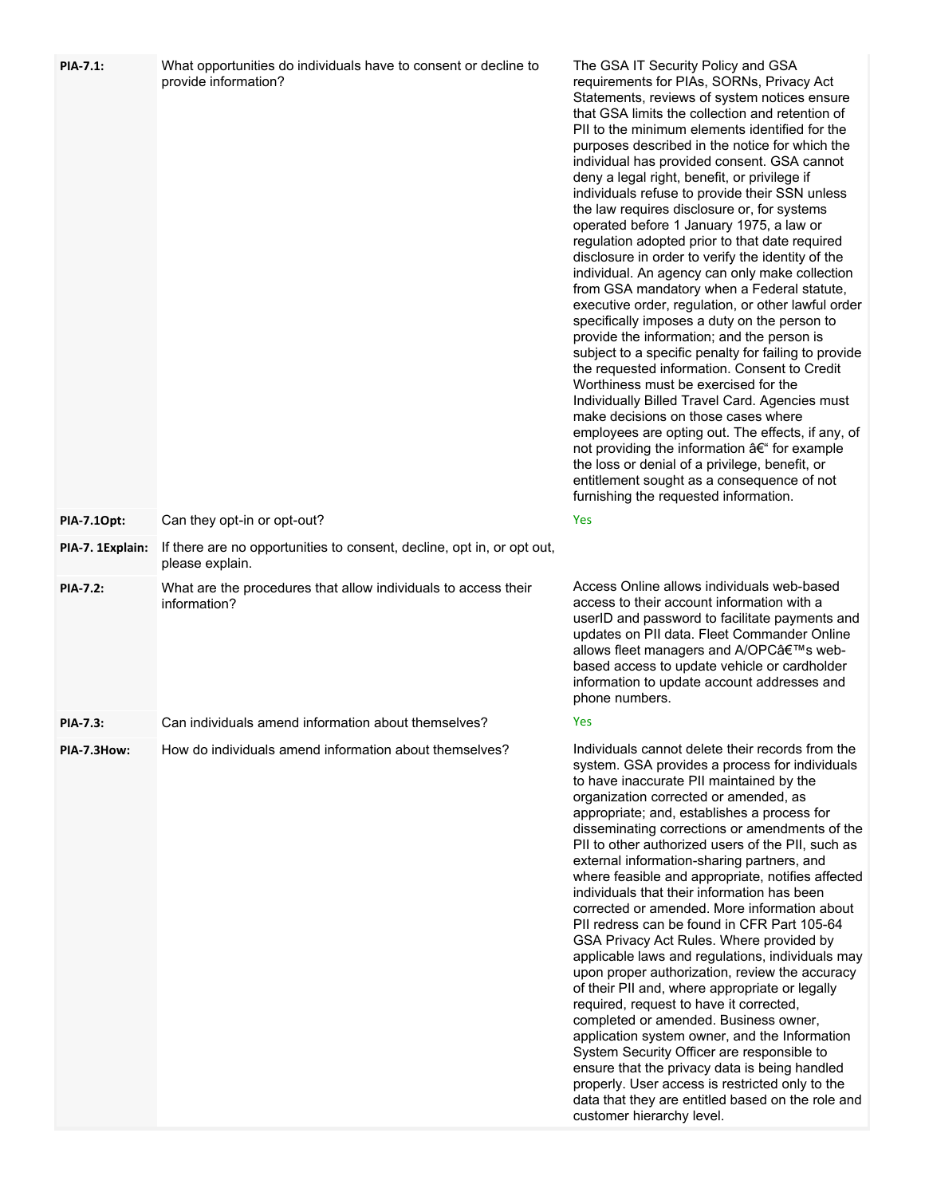| | | |
|---|---|---|
| **PIA-7.1:** | What opportunities do individuals have to consent or decline to provide information? | The GSA IT Security Policy and GSA requirements for PIAs, SORNs, Privacy Act Statements, reviews of system notices ensure that GSA limits the collection and retention of PII to the minimum elements identified for the purposes described in the notice for which the individual has provided consent. GSA cannot deny a legal right, benefit, or privilege if individuals refuse to provide their SSN unless the law requires disclosure or, for systems operated before 1 January 1975, a law or regulation adopted prior to that date required disclosure in order to verify the identity of the individual. An agency can only make collection from GSA mandatory when a Federal statute, executive order, regulation, or other lawful order specifically imposes a duty on the person to provide the information; and the person is subject to a specific penalty for failing to provide the requested information. Consent to Credit Worthiness must be exercised for the Individually Billed Travel Card. Agencies must make decisions on those cases where employees are opting out. The effects, if any, of not providing the information â€“ for example the loss or denial of a privilege, benefit, or entitlement sought as a consequence of not furnishing the requested information. |
| **PIA-7.1Opt:** | Can they opt-in or opt-out? | Yes |
| **PIA-7. 1Explain:** | If there are no opportunities to consent, decline, opt in, or opt out, please explain. | |
| **PIA-7.2:** | What are the procedures that allow individuals to access their information? | Access Online allows individuals web-based access to their account information with a userID and password to facilitate payments and updates on PII data. Fleet Commander Online allows fleet managers and A/OPCâ€™s web-based access to update vehicle or cardholder information to update account addresses and phone numbers. |
| **PIA-7.3:** | Can individuals amend information about themselves? | Yes |
| **PIA-7.3How:** | How do individuals amend information about themselves? | Individuals cannot delete their records from the system. GSA provides a process for individuals to have inaccurate PII maintained by the organization corrected or amended, as appropriate; and, establishes a process for disseminating corrections or amendments of the PII to other authorized users of the PII, such as external information-sharing partners, and where feasible and appropriate, notifies affected individuals that their information has been corrected or amended. More information about PII redress can be found in CFR Part 105-64 GSA Privacy Act Rules. Where provided by applicable laws and regulations, individuals may upon proper authorization, review the accuracy of their PII and, where appropriate or legally required, request to have it corrected, completed or amended. Business owner, application system owner, and the Information System Security Officer are responsible to ensure that the privacy data is being handled properly. User access is restricted only to the data that they are entitled based on the role and customer hierarchy level. |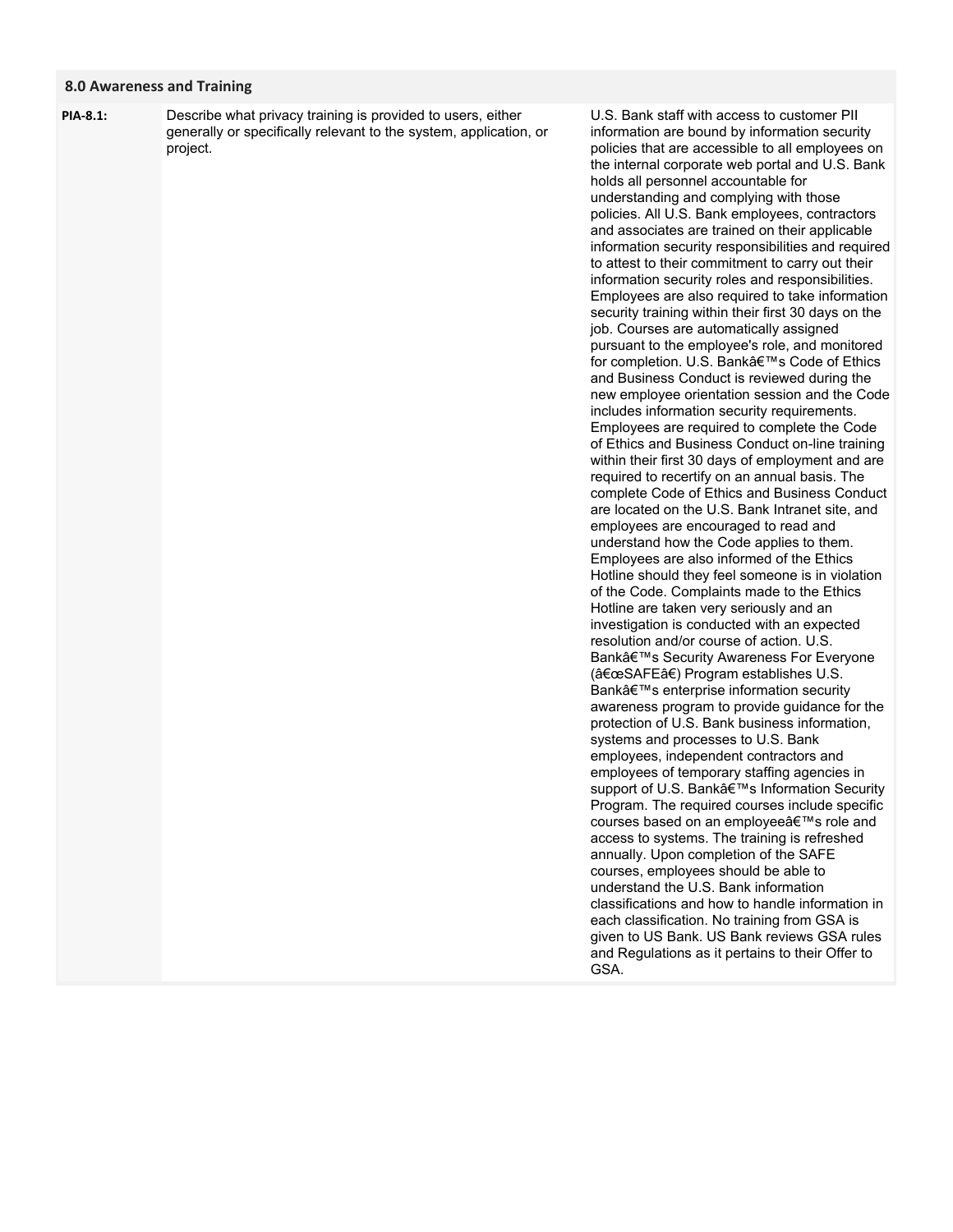## 8.0 Awareness and Training

| | | |
|---|---|---|
| **PIA-8.1:** | Describe what privacy training is provided to users, either generally or specifically relevant to the system, application, or project. | U.S. Bank staff with access to customer PII information are bound by information security policies that are accessible to all employees on the internal corporate web portal and U.S. Bank holds all personnel accountable for understanding and complying with those policies. All U.S. Bank employees, contractors and associates are trained on their applicable information security responsibilities and required to attest to their commitment to carry out their information security roles and responsibilities. Employees are also required to take information security training within their first 30 days on the job. Courses are automatically assigned pursuant to the employee's role, and monitored for completion. U.S. Bankâ€™s Code of Ethics and Business Conduct is reviewed during the new employee orientation session and the Code includes information security requirements. Employees are required to complete the Code of Ethics and Business Conduct on-line training within their first 30 days of employment and are required to recertify on an annual basis. The complete Code of Ethics and Business Conduct are located on the U.S. Bank Intranet site, and employees are encouraged to read and understand how the Code applies to them. Employees are also informed of the Ethics Hotline should they feel someone is in violation of the Code. Complaints made to the Ethics Hotline are taken very seriously and an investigation is conducted with an expected resolution and/or course of action. U.S. Bankâ€™s Security Awareness For Everyone (â€œSAFEâ€) Program establishes U.S. Bankâ€™s enterprise information security awareness program to provide guidance for the protection of U.S. Bank business information, systems and processes to U.S. Bank employees, independent contractors and employees of temporary staffing agencies in support of U.S. Bankâ€™s Information Security Program. The required courses include specific courses based on an employeeâ€™s role and access to systems. The training is refreshed annually. Upon completion of the SAFE courses, employees should be able to understand the U.S. Bank information classifications and how to handle information in each classification. No training from GSA is given to US Bank. US Bank reviews GSA rules and Regulations as it pertains to their Offer to GSA. |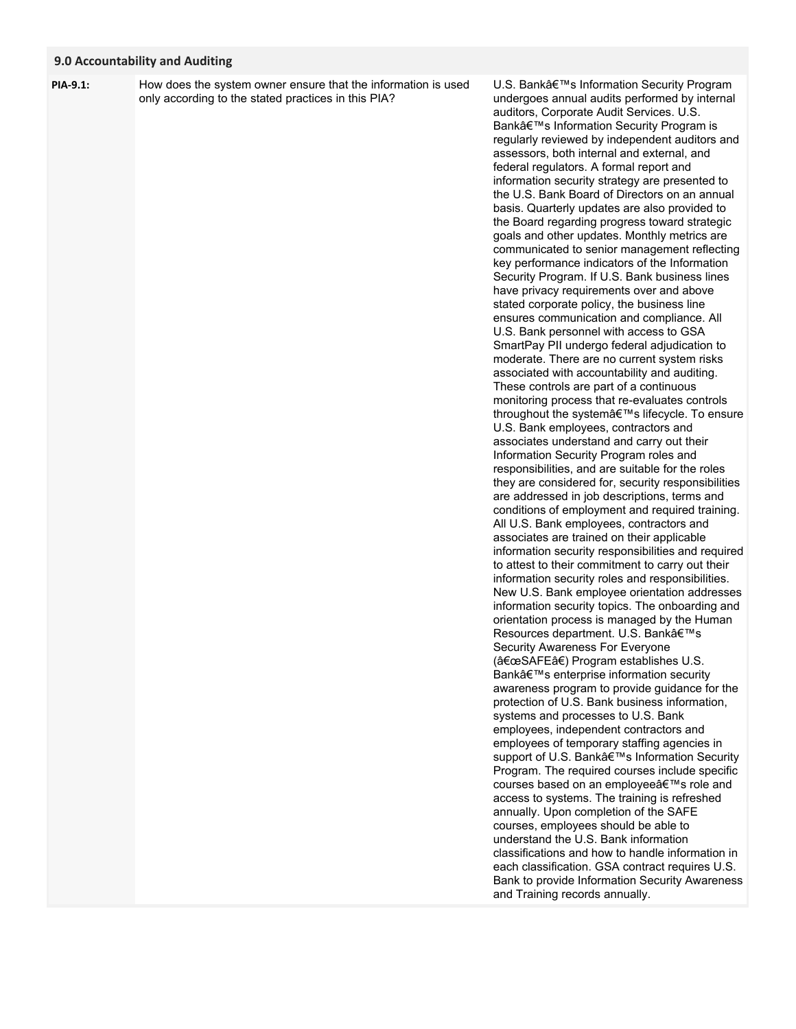## 9.0 Accountability and Auditing

| | | |
|---|---|---|
| **PIA-9.1:** | How does the system owner ensure that the information is used only according to the stated practices in this PIA? | U.S. Bankâ€™s Information Security Program undergoes annual audits performed by internal auditors, Corporate Audit Services. U.S. Bankâ€™s Information Security Program is regularly reviewed by independent auditors and assessors, both internal and external, and federal regulators. A formal report and information security strategy are presented to the U.S. Bank Board of Directors on an annual basis. Quarterly updates are also provided to the Board regarding progress toward strategic goals and other updates. Monthly metrics are communicated to senior management reflecting key performance indicators of the Information Security Program. If U.S. Bank business lines have privacy requirements over and above stated corporate policy, the business line ensures communication and compliance. All U.S. Bank personnel with access to GSA SmartPay PII undergo federal adjudication to moderate. There are no current system risks associated with accountability and auditing. These controls are part of a continuous monitoring process that re-evaluates controls throughout the systemâ€™s lifecycle. To ensure U.S. Bank employees, contractors and associates understand and carry out their Information Security Program roles and responsibilities, and are suitable for the roles they are considered for, security responsibilities are addressed in job descriptions, terms and conditions of employment and required training. All U.S. Bank employees, contractors and associates are trained on their applicable information security responsibilities and required to attest to their commitment to carry out their information security roles and responsibilities. New U.S. Bank employee orientation addresses information security topics. The onboarding and orientation process is managed by the Human Resources department. U.S. Bankâ€™s Security Awareness For Everyone (â€œSAFEâ€) Program establishes U.S. Bankâ€™s enterprise information security awareness program to provide guidance for the protection of U.S. Bank business information, systems and processes to U.S. Bank employees, independent contractors and employees of temporary staffing agencies in support of U.S. Bankâ€™s Information Security Program. The required courses include specific courses based on an employeeâ€™s role and access to systems. The training is refreshed annually. Upon completion of the SAFE courses, employees should be able to understand the U.S. Bank information classifications and how to handle information in each classification. GSA contract requires U.S. Bank to provide Information Security Awareness and Training records annually. |